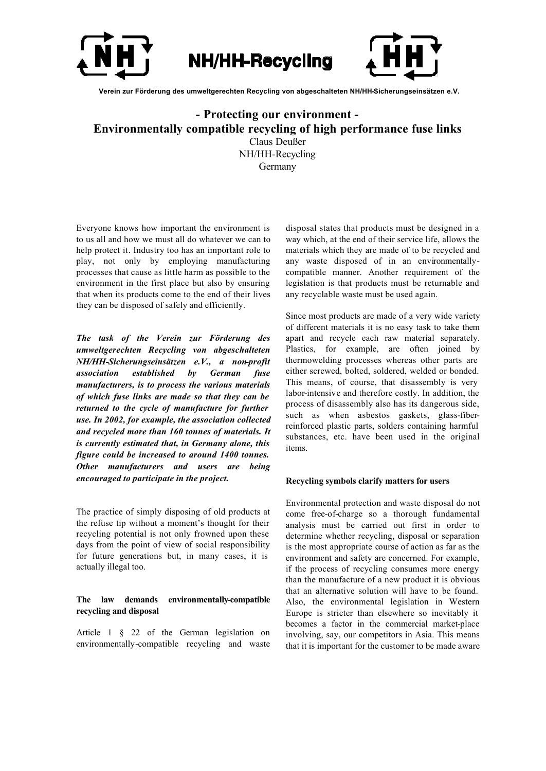# NH/HH-Recycling

**Verein zur Förderung des umweltgerechten Recycling von abgeschalteten NH/HH-Sicherungseinsätzen e.V.**

# - Protecting our environment -
# Environmentally compatible recycling of high performance fuse links

Claus Deußer
NH/HH-Recycling
Germany

Everyone knows how important the environment is to us all and how we must all do whatever we can to help protect it. Industry too has an important role to play, not only by employing manufacturing processes that cause as little harm as possible to the environment in the first place but also by ensuring that when its products come to the end of their lives they can be disposed of safely and efficiently.

***The task of the Verein zur Förderung des umweltgerechten Recycling von abgeschalteten NH/HH-Sicherungseinsätzen e.V., a non-profit association established by German fuse manufacturers, is to process the various materials of which fuse links are made so that they can be returned to the cycle of manufacture for further use. In 2002, for example, the association collected and recycled more than 160 tonnes of materials. It is currently estimated that, in Germany alone, this figure could be increased to around 1400 tonnes. Other manufacturers and users are being encouraged to participate in the project.***

The practice of simply disposing of old products at the refuse tip without a moment's thought for their recycling potential is not only frowned upon these days from the point of view of social responsibility for future generations but, in many cases, it is actually illegal too.

### The law demands environmentally-compatible recycling and disposal

Article 1 § 22 of the German legislation on environmentally-compatible recycling and waste disposal states that products must be designed in a way which, at the end of their service life, allows the materials which they are made of to be recycled and any waste disposed of in an environmentally-compatible manner. Another requirement of the legislation is that products must be returnable and any recyclable waste must be used again.

Since most products are made of a very wide variety of different materials it is no easy task to take them apart and recycle each raw material separately. Plastics, for example, are often joined by thermowelding processes whereas other parts are either screwed, bolted, soldered, welded or bonded. This means, of course, that disassembly is very labor-intensive and therefore costly. In addition, the process of disassembly also has its dangerous side, such as when asbestos gaskets, glass-fiber-reinforced plastic parts, solders containing harmful substances, etc. have been used in the original items.

### Recycling symbols clarify matters for users

Environmental protection and waste disposal do not come free-of-charge so a thorough fundamental analysis must be carried out first in order to determine whether recycling, disposal or separation is the most appropriate course of action as far as the environment and safety are concerned. For example, if the process of recycling consumes more energy than the manufacture of a new product it is obvious that an alternative solution will have to be found. Also, the environmental legislation in Western Europe is stricter than elsewhere so inevitably it becomes a factor in the commercial market-place involving, say, our competitors in Asia. This means that it is important for the customer to be made aware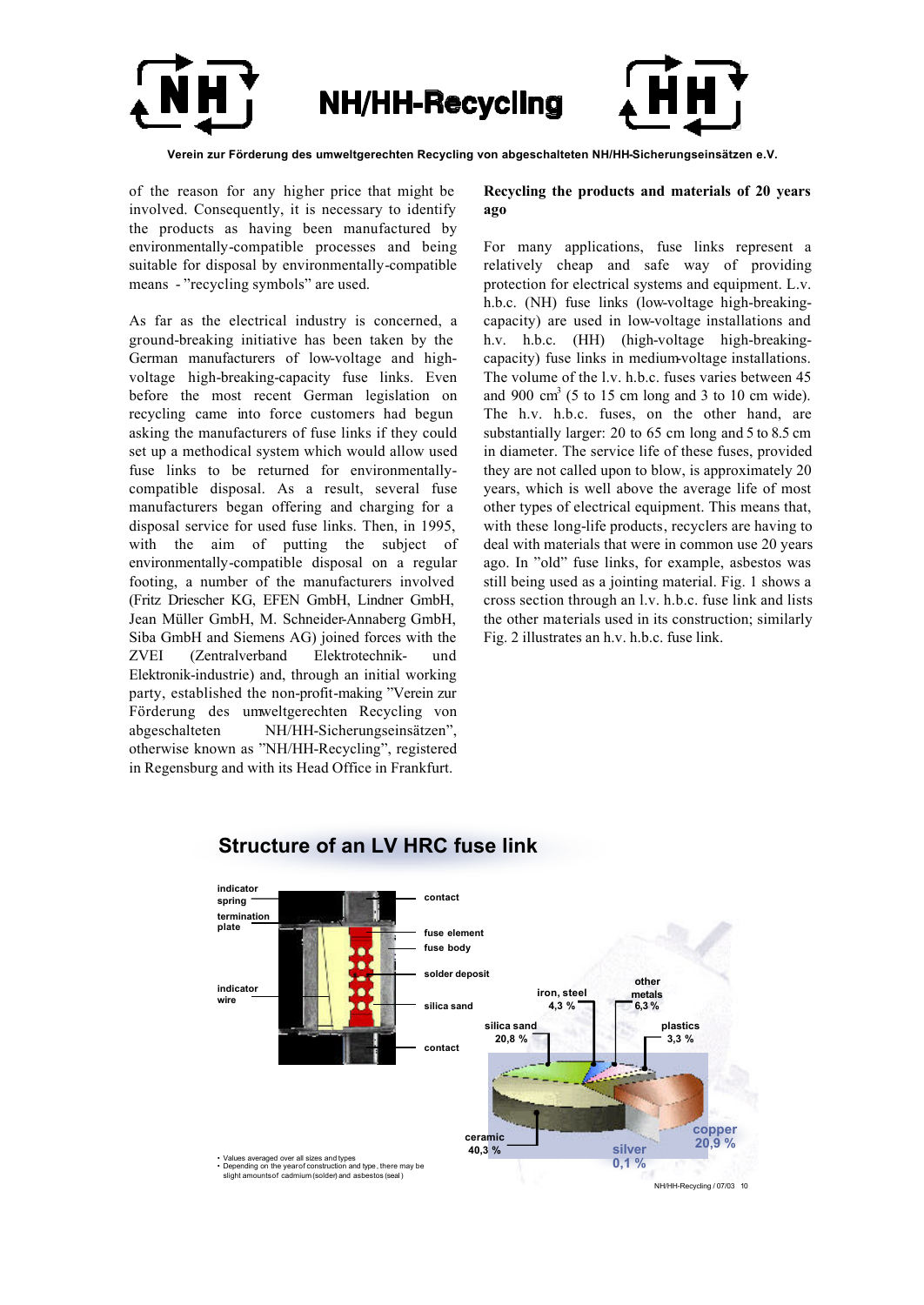of the reason for any higher price that might be involved. Consequently, it is necessary to identify the products as having been manufactured by environmentally-compatible processes and being suitable for disposal by environmentally-compatible means - "recycling symbols" are used.

As far as the electrical industry is concerned, a ground-breaking initiative has been taken by the German manufacturers of low-voltage and high-voltage high-breaking-capacity fuse links. Even before the most recent German legislation on recycling came into force customers had begun asking the manufacturers of fuse links if they could set up a methodical system which would allow used fuse links to be returned for environmentally-compatible disposal. As a result, several fuse manufacturers began offering and charging for a disposal service for used fuse links. Then, in 1995, with the aim of putting the subject of environmentally-compatible disposal on a regular footing, a number of the manufacturers involved (Fritz Driescher KG, EFEN GmbH, Lindner GmbH, Jean Müller GmbH, M. Schneider-Annaberg GmbH, Siba GmbH and Siemens AG) joined forces with the ZVEI (Zentralverband Elektrotechnik- und Elektronik-industrie) and, through an initial working party, established the non-profit-making "Verein zur Förderung des umweltgerechten Recycling von abgeschalteten NH/HH-Sicherungseinsätzen", otherwise known as "NH/HH-Recycling", registered in Regensburg and with its Head Office in Frankfurt.

**Recycling the products and materials of 20 years ago**

For many applications, fuse links represent a relatively cheap and safe way of providing protection for electrical systems and equipment. L.v. h.b.c. (NH) fuse links (low-voltage high-breaking-capacity) are used in low-voltage installations and h.v. h.b.c. (HH) (high-voltage high-breaking-capacity) fuse links in medium-voltage installations. The volume of the l.v. h.b.c. fuses varies between 45 and 900 cm$^3$ (5 to 15 cm long and 3 to 10 cm wide). The h.v. h.b.c. fuses, on the other hand, are substantially larger: 20 to 65 cm long and 5 to 8.5 cm in diameter. The service life of these fuses, provided they are not called upon to blow, is approximately 20 years, which is well above the average life of most other types of electrical equipment. This means that, with these long-life products, recyclers are having to deal with materials that were in common use 20 years ago. In "old" fuse links, for example, asbestos was still being used as a jointing material. Fig. 1 shows a cross section through an l.v. h.b.c. fuse link and lists the other materials used in its construction; similarly Fig. 2 illustrates an h.v. h.b.c. fuse link.

## Structure of an LV HRC fuse link

indicator spring — termination plate — indicator wire — contact — fuse element — fuse body — solder deposit — silica sand — contact

| Material | Share |
|---|---|
| ceramic | 40,3 % |
| silica sand | 20,8 % |
| iron, steel | 4,3 % |
| other metals | 6,3 % |
| plastics | 3,3 % |
| copper | 20,9 % |
| silver | 0,1 % |

- Values averaged over all sizes and types
- Depending on the year of construction and type, there may be slight amounts of cadmium (solder) and asbestos (seal)

NH/HH-Recycling / 07/03 10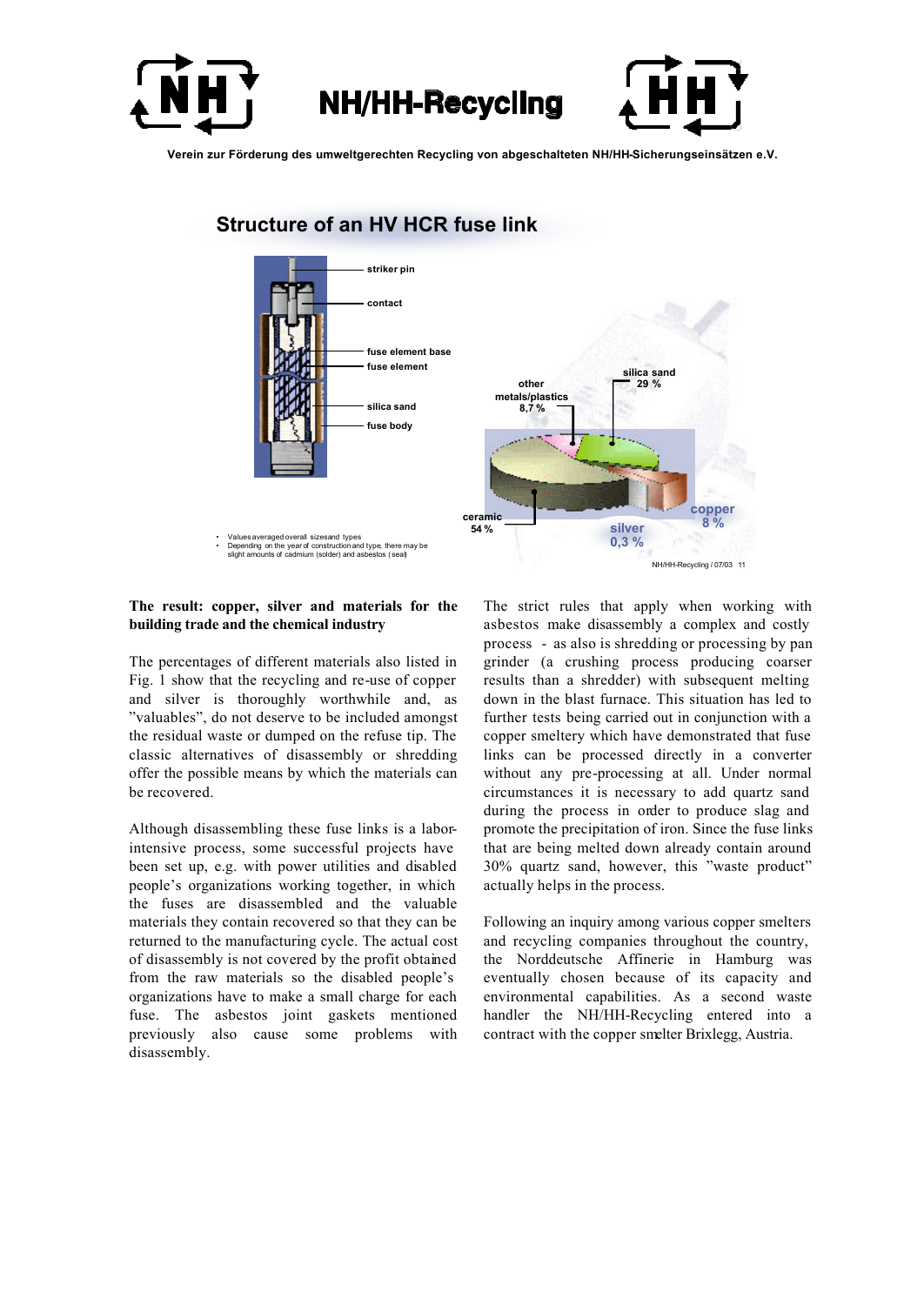# NH/HH-Recycling

Verein zur Förderung des umweltgerechten Recycling von abgeschalteten NH/HH-Sicherungseinsätzen e.V.

## Structure of an HV HCR fuse link

striker pin

contact

fuse element base

fuse element

silica sand

fuse body

other metals/plastics 8,7 %

silica sand 29 %

ceramic 54 %

copper 8 %

silver 0,3 %

- Values averaged overall sizesand types
- Depending on the year of construction and type, there may be slight amounts of cadmium (solder) and asbestos (seal)

NH/HH-Recycling / 07/03 11

**The result: copper, silver and materials for the building trade and the chemical industry**

The percentages of different materials also listed in Fig. 1 show that the recycling and re-use of copper and silver is thoroughly worthwhile and, as "valuables", do not deserve to be included amongst the residual waste or dumped on the refuse tip. The classic alternatives of disassembly or shredding offer the possible means by which the materials can be recovered.

Although disassembling these fuse links is a labor-intensive process, some successful projects have been set up, e.g. with power utilities and disabled people's organizations working together, in which the fuses are disassembled and the valuable materials they contain recovered so that they can be returned to the manufacturing cycle. The actual cost of disassembly is not covered by the profit obtained from the raw materials so the disabled people's organizations have to make a small charge for each fuse. The asbestos joint gaskets mentioned previously also cause some problems with disassembly.

The strict rules that apply when working with asbestos make disassembly a complex and costly process - as also is shredding or processing by pan grinder (a crushing process producing coarser results than a shredder) with subsequent melting down in the blast furnace. This situation has led to further tests being carried out in conjunction with a copper smeltery which have demonstrated that fuse links can be processed directly in a converter without any pre-processing at all. Under normal circumstances it is necessary to add quartz sand during the process in order to produce slag and promote the precipitation of iron. Since the fuse links that are being melted down already contain around 30% quartz sand, however, this "waste product" actually helps in the process.

Following an inquiry among various copper smelters and recycling companies throughout the country, the Norddeutsche Affinerie in Hamburg was eventually chosen because of its capacity and environmental capabilities. As a second waste handler the NH/HH-Recycling entered into a contract with the copper smelter Brixlegg, Austria.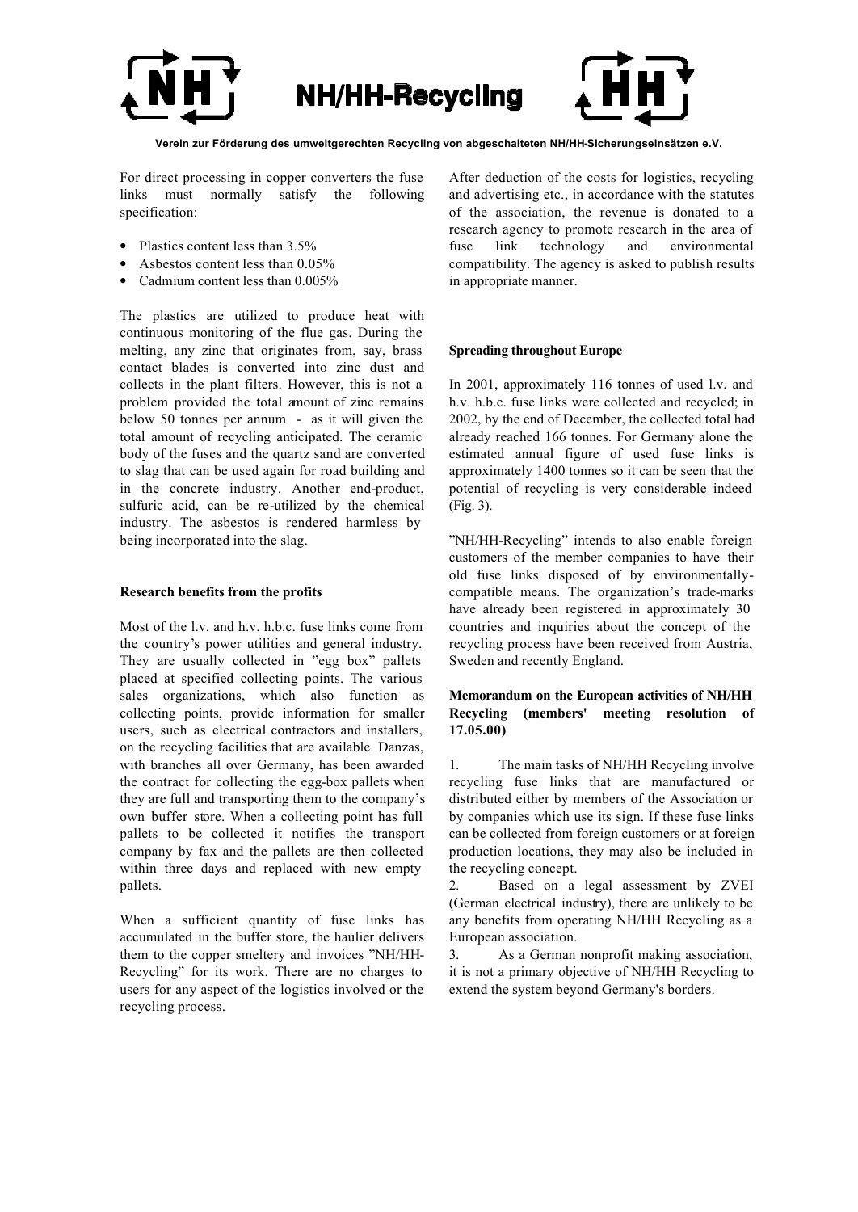For direct processing in copper converters the fuse links must normally satisfy the following specification:

- Plastics content less than 3.5%
- Asbestos content less than 0.05%
- Cadmium content less than 0.005%

The plastics are utilized to produce heat with continuous monitoring of the flue gas. During the melting, any zinc that originates from, say, brass contact blades is converted into zinc dust and collects in the plant filters. However, this is not a problem provided the total amount of zinc remains below 50 tonnes per annum - as it will given the total amount of recycling anticipated. The ceramic body of the fuses and the quartz sand are converted to slag that can be used again for road building and in the concrete industry. Another end-product, sulfuric acid, can be re-utilized by the chemical industry. The asbestos is rendered harmless by being incorporated into the slag.

**Research benefits from the profits**

Most of the l.v. and h.v. h.b.c. fuse links come from the country's power utilities and general industry. They are usually collected in "egg box" pallets placed at specified collecting points. The various sales organizations, which also function as collecting points, provide information for smaller users, such as electrical contractors and installers, on the recycling facilities that are available. Danzas, with branches all over Germany, has been awarded the contract for collecting the egg-box pallets when they are full and transporting them to the company's own buffer store. When a collecting point has full pallets to be collected it notifies the transport company by fax and the pallets are then collected within three days and replaced with new empty pallets.

When a sufficient quantity of fuse links has accumulated in the buffer store, the haulier delivers them to the copper smeltery and invoices "NH/HH-Recycling" for its work. There are no charges to users for any aspect of the logistics involved or the recycling process.

After deduction of the costs for logistics, recycling and advertising etc., in accordance with the statutes of the association, the revenue is donated to a research agency to promote research in the area of fuse link technology and environmental compatibility. The agency is asked to publish results in appropriate manner.

**Spreading throughout Europe**

In 2001, approximately 116 tonnes of used l.v. and h.v. h.b.c. fuse links were collected and recycled; in 2002, by the end of December, the collected total had already reached 166 tonnes. For Germany alone the estimated annual figure of used fuse links is approximately 1400 tonnes so it can be seen that the potential of recycling is very considerable indeed (Fig. 3).

"NH/HH-Recycling" intends to also enable foreign customers of the member companies to have their old fuse links disposed of by environmentally-compatible means. The organization's trade-marks have already been registered in approximately 30 countries and inquiries about the concept of the recycling process have been received from Austria, Sweden and recently England.

**Memorandum on the European activities of NH/HH Recycling (members' meeting resolution of 17.05.00)**

1. The main tasks of NH/HH Recycling involve recycling fuse links that are manufactured or distributed either by members of the Association or by companies which use its sign. If these fuse links can be collected from foreign customers or at foreign production locations, they may also be included in the recycling concept.
2. Based on a legal assessment by ZVEI (German electrical industry), there are unlikely to be any benefits from operating NH/HH Recycling as a European association.
3. As a German nonprofit making association, it is not a primary objective of NH/HH Recycling to extend the system beyond Germany's borders.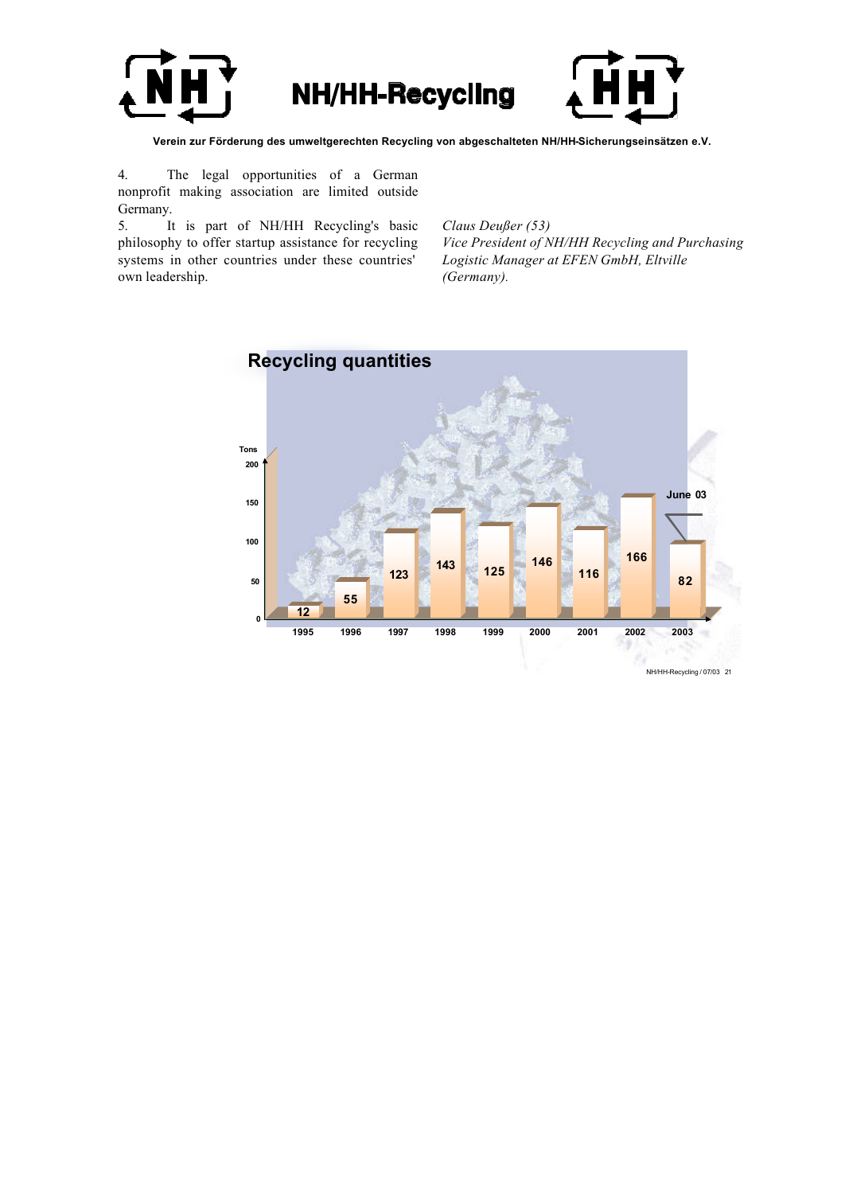NH/HH-Recycling

Verein zur Förderung des umweltgerechten Recycling von abgeschalteten NH/HH-Sicherungseinsätzen e.V.

4. The legal opportunities of a German nonprofit making association are limited outside Germany.

5. It is part of NH/HH Recycling's basic philosophy to offer startup assistance for recycling systems in other countries under these countries' own leadership.

*Claus Deußer (53)*
*Vice President of NH/HH Recycling and Purchasing Logistic Manager at EFEN GmbH, Eltville (Germany).*

**Recycling quantities**

Tons
200
150
100
50
0

12
55
123
143
125
146
116
166
82

June 03

1995
1996
1997
1998
1999
2000
2001
2002
2003

NH/HH-Recycling / 07/03 21